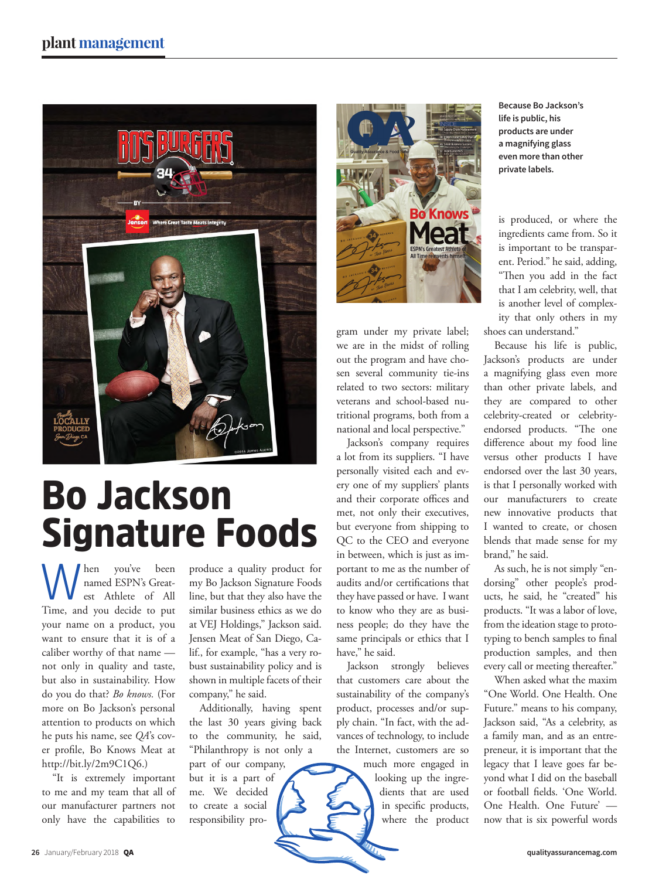# Bo Jackson Signature Foods

When you've been named ESPN's Greatest Athlete of All Time, and you decide to put your name on a product, you want to ensure that it is of a caliber worthy of that name — not only in quality and taste, but also in sustainability. How do you do that? *Bo knows.* (For more on Bo Jackson's personal attention to products on which he puts his name, see *QA*'s cover profile, Bo Knows Meat at http://bit.ly/2m9C1Q6.)

"It is extremely important to me and my team that all of our manufacturer partners not only have the capabilities to produce a quality product for my Bo Jackson Signature Foods line, but that they also have the similar business ethics as we do at VEJ Holdings," Jackson said. Jensen Meat of San Diego, Calif., for example, "has a very robust sustainability policy and is shown in multiple facets of their company," he said.

Additionally, having spent the last 30 years giving back to the community, he said, "Philanthropy is not only a part of our company, but it is a part of me. We decided to create a social responsibility program under my private label; we are in the midst of rolling out the program and have chosen several community tie-ins related to two sectors: military veterans and school-based nutritional programs, both from a national and local perspective."

Jackson's company requires a lot from its suppliers. "I have personally visited each and every one of my suppliers' plants and their corporate offices and met, not only their executives, but everyone from shipping to QC to the CEO and everyone in between, which is just as important to me as the number of audits and/or certifications that they have passed or have. I want to know who they are as business people; do they have the same principals or ethics that I have," he said.

Jackson strongly believes that customers care about the sustainability of the company's product, processes and/or supply chain. "In fact, with the advances of technology, to include the Internet, customers are so much more engaged in looking up the ingredients that are used in specific products, where the product is produced, or where the ingredients came from. So it is important to be transparent. Period." he said, adding, "Then you add in the fact that I am celebrity, well, that is another level of complexity that only others in my shoes can understand."

**Because Bo Jackson's life is public, his products are under a magnifying glass even more than other private labels.**

Because his life is public, Jackson's products are under a magnifying glass even more than other private labels, and they are compared to other celebrity-created or celebrity-endorsed products. "The one difference about my food line versus other products I have endorsed over the last 30 years, is that I personally worked with our manufacturers to create new innovative products that I wanted to create, or chosen blends that made sense for my brand," he said.

As such, he is not simply "endorsing" other people's products, he said, he "created" his products. "It was a labor of love, from the ideation stage to prototyping to bench samples to final production samples, and then every call or meeting thereafter."

When asked what the maxim "One World. One Health. One Future." means to his company, Jackson said, "As a celebrity, as a family man, and as an entrepreneur, it is important that the legacy that I leave goes far beyond what I did on the baseball or football fields. 'One World. One Health. One Future' — now that is six powerful words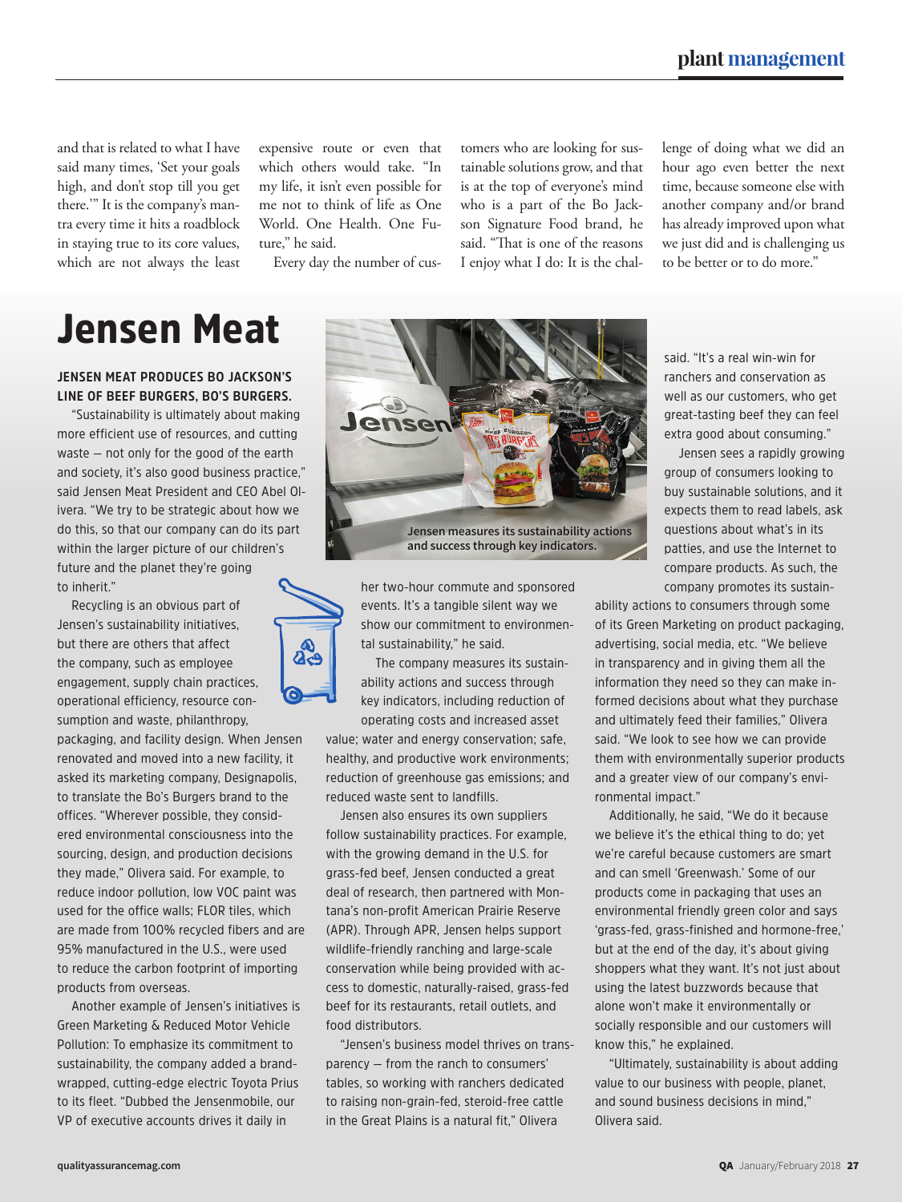and that is related to what I have said many times, 'Set your goals high, and don't stop till you get there.'" It is the company's mantra every time it hits a roadblock in staying true to its core values, which are not always the least expensive route or even that which others would take. "In my life, it isn't even possible for me not to think of life as One World. One Health. One Future," he said.

Every day the number of customers who are looking for sustainable solutions grow, and that is at the top of everyone's mind who is a part of the Bo Jackson Signature Food brand, he said. "That is one of the reasons I enjoy what I do: It is the challenge of doing what we did an hour ago even better the next time, because someone else with another company and/or brand has already improved upon what we just did and is challenging us to be better or to do more."

# Jensen Meat

**JENSEN MEAT PRODUCES BO JACKSON'S LINE OF BEEF BURGERS, BO'S BURGERS.**

"Sustainability is ultimately about making more efficient use of resources, and cutting waste — not only for the good of the earth and society, it's also good business practice," said Jensen Meat President and CEO Abel Olivera. "We try to be strategic about how we do this, so that our company can do its part within the larger picture of our children's future and the planet they're going to inherit."

Recycling is an obvious part of Jensen's sustainability initiatives, but there are others that affect the company, such as employee engagement, supply chain practices, operational efficiency, resource consumption and waste, philanthropy, packaging, and facility design. When Jensen renovated and moved into a new facility, it asked its marketing company, Designapolis, to translate the Bo's Burgers brand to the offices. "Wherever possible, they considered environmental consciousness into the sourcing, design, and production decisions they made," Olivera said. For example, to reduce indoor pollution, low VOC paint was used for the office walls; FLOR tiles, which are made from 100% recycled fibers and are 95% manufactured in the U.S., were used to reduce the carbon footprint of importing products from overseas.

Another example of Jensen's initiatives is Green Marketing & Reduced Motor Vehicle Pollution: To emphasize its commitment to sustainability, the company added a brand-wrapped, cutting-edge electric Toyota Prius to its fleet. "Dubbed the Jensenmobile, our VP of executive accounts drives it daily in her two-hour commute and sponsored events. It's a tangible silent way we show our commitment to environmental sustainability," he said.

Jensen measures its sustainability actions and success through key indicators.

The company measures its sustainability actions and success through key indicators, including reduction of operating costs and increased asset value; water and energy conservation; safe, healthy, and productive work environments; reduction of greenhouse gas emissions; and reduced waste sent to landfills.

Jensen also ensures its own suppliers follow sustainability practices. For example, with the growing demand in the U.S. for grass-fed beef, Jensen conducted a great deal of research, then partnered with Montana's non-profit American Prairie Reserve (APR). Through APR, Jensen helps support wildlife-friendly ranching and large-scale conservation while being provided with access to domestic, naturally-raised, grass-fed beef for its restaurants, retail outlets, and food distributors.

"Jensen's business model thrives on transparency — from the ranch to consumers' tables, so working with ranchers dedicated to raising non-grain-fed, steroid-free cattle in the Great Plains is a natural fit," Olivera said. "It's a real win-win for ranchers and conservation as well as our customers, who get great-tasting beef they can feel extra good about consuming."

Jensen sees a rapidly growing group of consumers looking to buy sustainable solutions, and it expects them to read labels, ask questions about what's in its patties, and use the Internet to compare products. As such, the company promotes its sustainability actions to consumers through some of its Green Marketing on product packaging, advertising, social media, etc. "We believe in transparency and in giving them all the information they need so they can make informed decisions about what they purchase and ultimately feed their families," Olivera said. "We look to see how we can provide them with environmentally superior products and a greater view of our company's environmental impact."

Additionally, he said, "We do it because we believe it's the ethical thing to do; yet we're careful because customers are smart and can smell 'Greenwash.' Some of our products come in packaging that uses an environmental friendly green color and says 'grass-fed, grass-finished and hormone-free,' but at the end of the day, it's about giving shoppers what they want. It's not just about using the latest buzzwords because that alone won't make it environmentally or socially responsible and our customers will know this," he explained.

"Ultimately, sustainability is about adding value to our business with people, planet, and sound business decisions in mind," Olivera said.